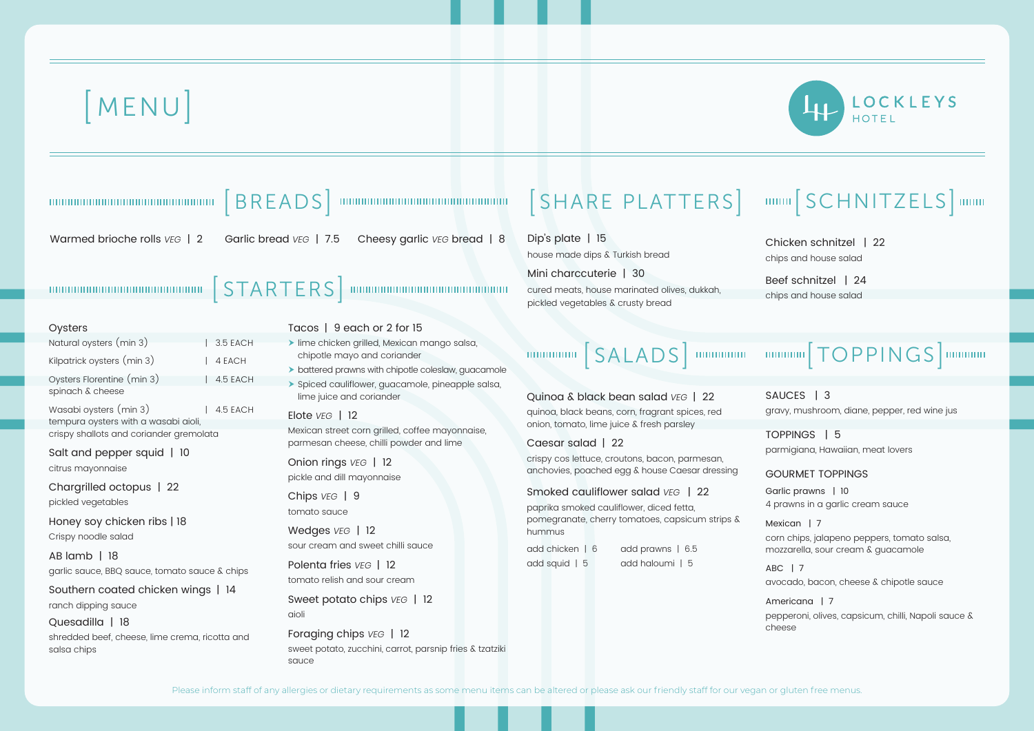# [MENU]

LOCKLEYS HOTEL

## [BREADS]

Warmed brioche rolls *VEG* | 2

Garlic bread *VEG* | 7.5

Cheesy garlic *VEG* bread | 8

## [STARTERS]

**Oysters**

| | |
|---|---|
| Natural oysters (min 3) | 3.5 EACH |
| Kilpatrick oysters (min 3) | 4 EACH |
| Oysters Florentine (min 3) spinach & cheese | 4.5 EACH |
| Wasabi oysters (min 3) tempura oysters with a wasabi aioli, crispy shallots and coriander gremolata | 4.5 EACH |

Salt and pepper squid | 10
citrus mayonnaise

Chargrilled octopus | 22
pickled vegetables

Honey soy chicken ribs | 18
Crispy noodle salad

AB lamb | 18
garlic sauce, BBQ sauce, tomato sauce & chips

Southern coated chicken wings | 14
ranch dipping sauce

Quesadilla | 18
shredded beef, cheese, lime crema, ricotta and salsa chips

Tacos | 9 each or 2 for 15

- lime chicken grilled, Mexican mango salsa, chipotle mayo and coriander
- battered prawns with chipotle coleslaw, guacamole
- Spiced cauliflower, guacamole, pineapple salsa, lime juice and coriander

Elote *VEG* | 12
Mexican street corn grilled, coffee mayonnaise, parmesan cheese, chilli powder and lime

Onion rings *VEG* | 12
pickle and dill mayonnaise

Chips *VEG* | 9
tomato sauce

Wedges *VEG* | 12
sour cream and sweet chilli sauce

Polenta fries *VEG* | 12
tomato relish and sour cream

Sweet potato chips *VEG* | 12
aioli

Foraging chips *VEG* | 12
sweet potato, zucchini, carrot, parsnip fries & tzatziki sauce

## [SHARE PLATTERS]

Dip's plate | 15
house made dips & Turkish bread

Mini charccuterie | 30
cured meats, house marinated olives, dukkah, pickled vegetables & crusty bread

## [SCHNITZELS]

Chicken schnitzel | 22
chips and house salad

Beef schnitzel | 24
chips and house salad

## [SALADS]

Quinoa & black bean salad *VEG* | 22
quinoa, black beans, corn, fragrant spices, red onion, tomato, lime juice & fresh parsley

Caesar salad | 22
crispy cos lettuce, croutons, bacon, parmesan, anchovies, poached egg & house Caesar dressing

Smoked cauliflower salad *VEG* | 22
paprika smoked cauliflower, diced fetta, pomegranate, cherry tomatoes, capsicum strips & hummus

add chicken | 6
add squid | 5
add prawns | 6.5
add haloumi | 5

## [TOPPINGS]

SAUCES | 3
gravy, mushroom, diane, pepper, red wine jus

TOPPINGS | 5
parmigiana, Hawaiian, meat lovers

GOURMET TOPPINGS

Garlic prawns | 10
4 prawns in a garlic cream sauce

Mexican | 7
corn chips, jalapeno peppers, tomato salsa, mozzarella, sour cream & guacamole

ABC | 7
avocado, bacon, cheese & chipotle sauce

Americana | 7
pepperoni, olives, capsicum, chilli, Napoli sauce & cheese

Please inform staff of any allergies or dietary requirements as some menu items can be altered or please ask our friendly staff for our vegan or gluten free menus.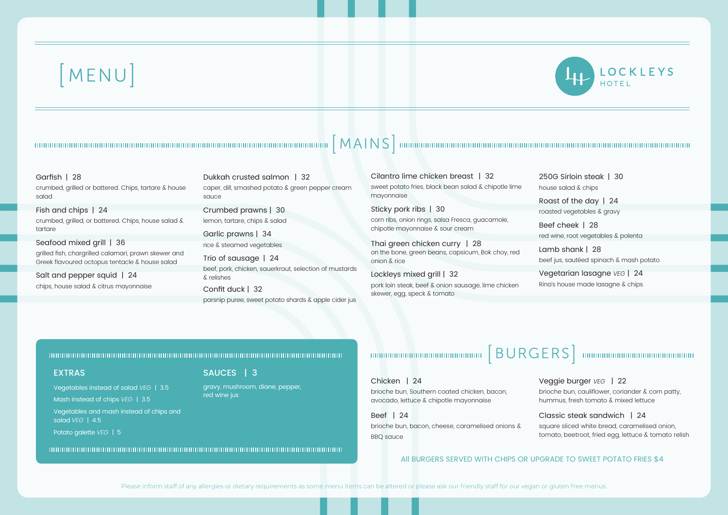# [MENU]

LOCKLEYS HOTEL

## [MAINS]

**Garfish | 28**
crumbed, grilled or battered. Chips, tartare & house salad

**Fish and chips | 24**
crumbed, grilled, or battered. Chips, house salad & tartare

**Seafood mixed grill | 36**
grilled fish, chargrilled calamari, prawn skewer and Greek flavoured octopus tentacle & house salad

**Salt and pepper squid | 24**
chips, house salad & citrus mayonnaise

**Dukkah crusted salmon | 32**
caper, dill, smashed potato & green pepper cream sauce

**Crumbed prawns | 30**
lemon, tartare, chips & salad

**Garlic prawns | 34**
rice & steamed vegetables

**Trio of sausage | 24**
beef, pork, chicken, sauerkraut, selection of mustards & relishes

**Confit duck | 32**
parsnip puree, sweet potato shards & apple cider jus

**Cilantro lime chicken breast | 32**
sweet potato fries, black bean salad & chipotle lime mayonnaise

**Sticky pork ribs | 30**
corn ribs, onion rings, salsa Fresca, guacamole, chipotle mayonnaise & sour cream

**Thai green chicken curry | 28**
on the bone, green beans, capsicum, Bok choy, red onion & rice

**Lockleys mixed grill | 32**
pork loin steak, beef & onion sausage, lime chicken skewer, egg, speck & tomato

**250G Sirloin steak | 30**
house salad & chips

**Roast of the day | 24**
roasted vegetables & gravy

**Beef cheek | 28**
red wine, root vegetables & polenta

**Lamb shank | 28**
beef jus, sautéed spinach & mash potato

**Vegetarian lasagne** *VEG* **| 24**
Rina's house made lasagne & chips

### EXTRAS

- Vegetables instead of salad *VEG* | 3.5
- Mash instead of chips *VEG* | 3.5
- Vegetables and mash instead of chips and salad *VEG* | 4.5
- Potato galette *VEG* | 5

### SAUCES | 3

gravy, mushroom, diane, pepper, red wine jus

## [BURGERS]

**Chicken | 24**
brioche bun, Southern coated chicken, bacon, avocado, lettuce & chipotle mayonnaise

**Beef | 24**
brioche bun, bacon, cheese, caramelised onions & BBQ sauce

**Veggie burger** *VEG* **| 22**
brioche bun, cauliflower, coriander & corn patty, hummus, fresh tomato & mixed lettuce

**Classic steak sandwich | 24**
square sliced white bread, caramelised onion, tomato, beetroot, fried egg, lettuce & tomato relish

ALL BURGERS SERVED WITH CHIPS OR UPGRADE TO SWEET POTATO FRIES $4

Please inform staff of any allergies or dietary requirements as some menu items can be altered or please ask our friendly staff for our vegan or gluten free menus.